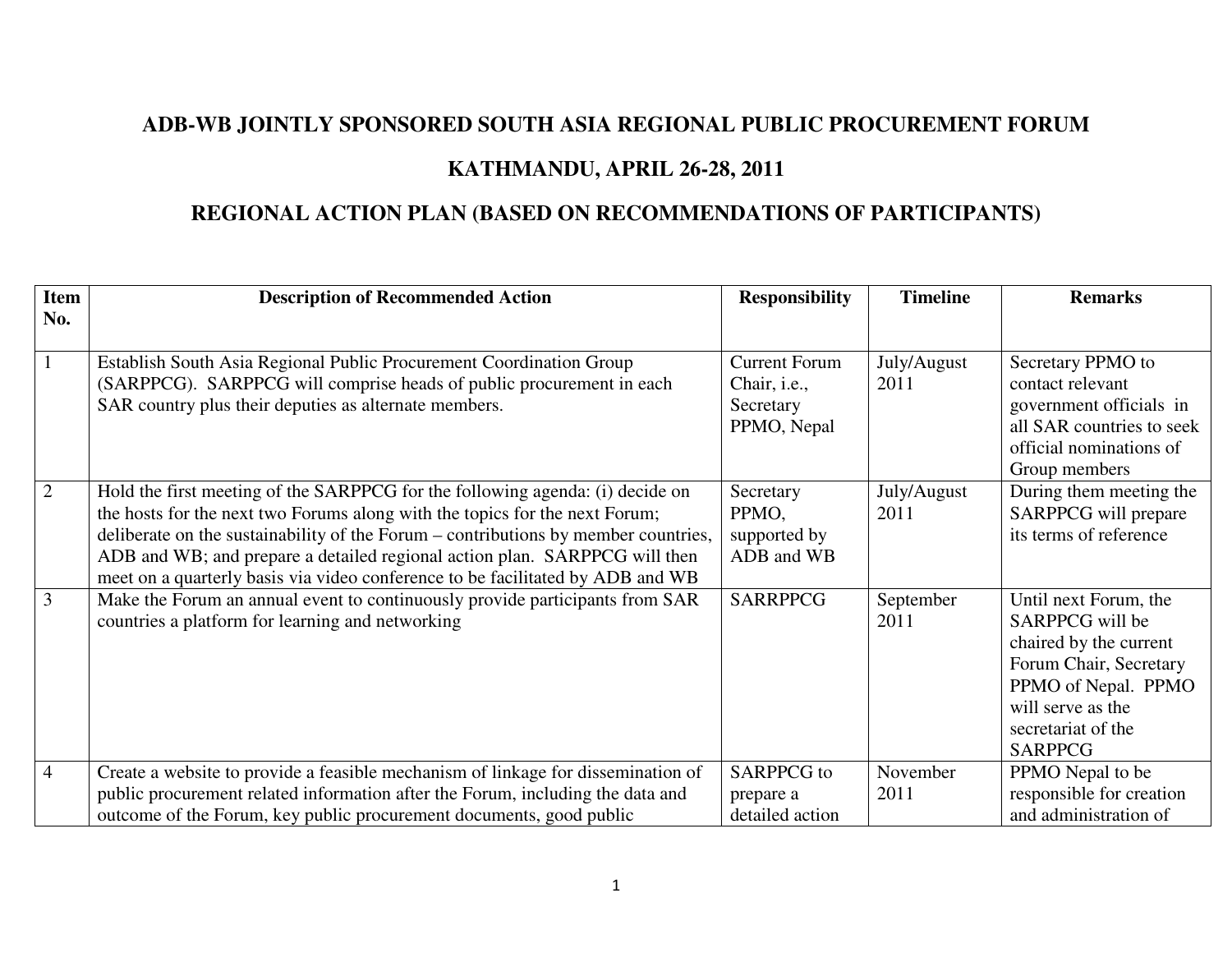# ADB-WB JOINTLY SPONSORED SOUTH ASIA REGIONAL PUBLIC PROCUREMENT FORUM

## KATHMANDU, APRIL 26-28, 2011

## REGIONAL ACTION PLAN (BASED ON RECOMMENDATIONS OF PARTICIPANTS)

| Item No. | Description of Recommended Action | Responsibility | Timeline | Remarks |
|---|---|---|---|---|
| 1 | Establish South Asia Regional Public Procurement Coordination Group (SARPPCG). SARPPCG will comprise heads of public procurement in each SAR country plus their deputies as alternate members. | Current Forum Chair, i.e., Secretary PPMO, Nepal | July/August 2011 | Secretary PPMO to contact relevant government officials in all SAR countries to seek official nominations of Group members |
| 2 | Hold the first meeting of the SARPPCG for the following agenda: (i) decide on the hosts for the next two Forums along with the topics for the next Forum; deliberate on the sustainability of the Forum – contributions by member countries, ADB and WB; and prepare a detailed regional action plan. SARPPCG will then meet on a quarterly basis via video conference to be facilitated by ADB and WB | Secretary PPMO, supported by ADB and WB | July/August 2011 | During them meeting the SARPPCG will prepare its terms of reference |
| 3 | Make the Forum an annual event to continuously provide participants from SAR countries a platform for learning and networking | SARRPPCG | September 2011 | Until next Forum, the SARPPCG will be chaired by the current Forum Chair, Secretary PPMO of Nepal. PPMO will serve as the secretariat of the SARPPCG |
| 4 | Create a website to provide a feasible mechanism of linkage for dissemination of public procurement related information after the Forum, including the data and outcome of the Forum, key public procurement documents, good public | SARPPCG to prepare a detailed action | November 2011 | PPMO Nepal to be responsible for creation and administration of |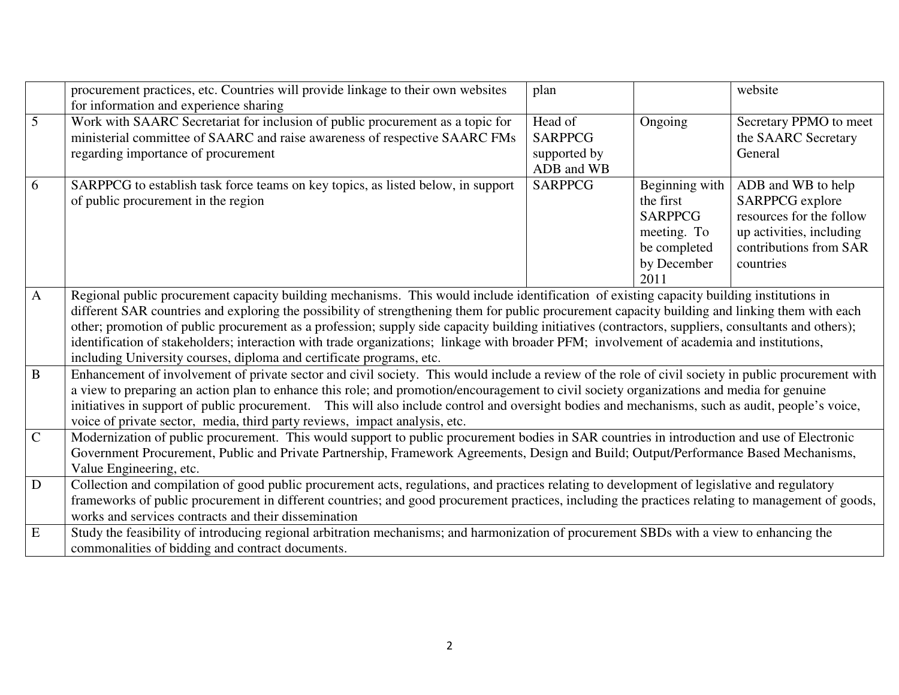| | | | | |
|---|---|---|---|---|
| | procurement practices, etc. Countries will provide linkage to their own websites for information and experience sharing | plan | | website |
| 5 | Work with SAARC Secretariat for inclusion of public procurement as a topic for ministerial committee of SAARC and raise awareness of respective SAARC FMs regarding importance of procurement | Head of SARPPCG supported by ADB and WB | Ongoing | Secretary PPMO to meet the SAARC Secretary General |
| 6 | SARPPCG to establish task force teams on key topics, as listed below, in support of public procurement in the region | SARPPCG | Beginning with the first SARPPCG meeting. To be completed by December 2011 | ADB and WB to help SARPPCG explore resources for the follow up activities, including contributions from SAR countries |
| A | Regional public procurement capacity building mechanisms. This would include identification of existing capacity building institutions in different SAR countries and exploring the possibility of strengthening them for public procurement capacity building and linking them with each other; promotion of public procurement as a profession; supply side capacity building initiatives (contractors, suppliers, consultants and others); identification of stakeholders; interaction with trade organizations; linkage with broader PFM; involvement of academia and institutions, including University courses, diploma and certificate programs, etc. | | | |
| B | Enhancement of involvement of private sector and civil society. This would include a review of the role of civil society in public procurement with a view to preparing an action plan to enhance this role; and promotion/encouragement to civil society organizations and media for genuine initiatives in support of public procurement. This will also include control and oversight bodies and mechanisms, such as audit, people's voice, voice of private sector, media, third party reviews, impact analysis, etc. | | | |
| C | Modernization of public procurement. This would support to public procurement bodies in SAR countries in introduction and use of Electronic Government Procurement, Public and Private Partnership, Framework Agreements, Design and Build; Output/Performance Based Mechanisms, Value Engineering, etc. | | | |
| D | Collection and compilation of good public procurement acts, regulations, and practices relating to development of legislative and regulatory frameworks of public procurement in different countries; and good procurement practices, including the practices relating to management of goods, works and services contracts and their dissemination | | | |
| E | Study the feasibility of introducing regional arbitration mechanisms; and harmonization of procurement SBDs with a view to enhancing the commonalities of bidding and contract documents. | | | |